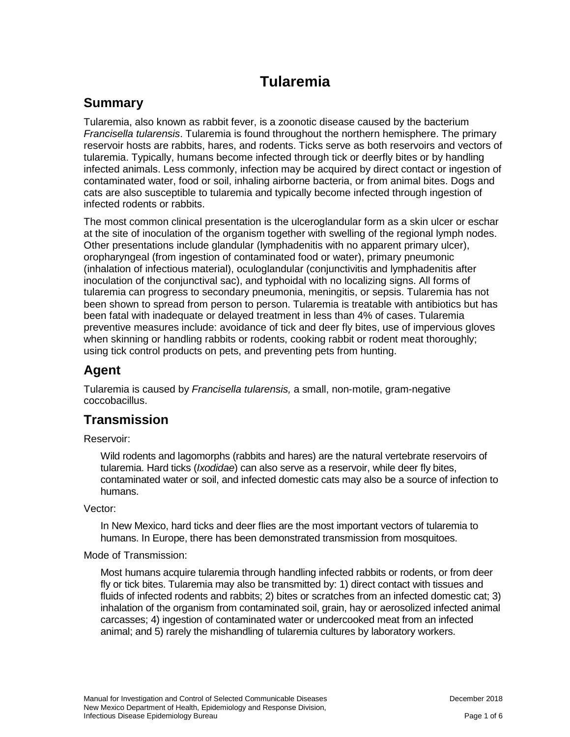# Tularemia

## Summary

Tularemia, also known as rabbit fever, is a zoonotic disease caused by the bacterium *Francisella tularensis*. Tularemia is found throughout the northern hemisphere. The primary reservoir hosts are rabbits, hares, and rodents. Ticks serve as both reservoirs and vectors of tularemia. Typically, humans become infected through tick or deerfly bites or by handling infected animals. Less commonly, infection may be acquired by direct contact or ingestion of contaminated water, food or soil, inhaling airborne bacteria, or from animal bites. Dogs and cats are also susceptible to tularemia and typically become infected through ingestion of infected rodents or rabbits.

The most common clinical presentation is the ulceroglandular form as a skin ulcer or eschar at the site of inoculation of the organism together with swelling of the regional lymph nodes. Other presentations include glandular (lymphadenitis with no apparent primary ulcer), oropharyngeal (from ingestion of contaminated food or water), primary pneumonic (inhalation of infectious material), oculoglandular (conjunctivitis and lymphadenitis after inoculation of the conjunctival sac), and typhoidal with no localizing signs. All forms of tularemia can progress to secondary pneumonia, meningitis, or sepsis. Tularemia has not been shown to spread from person to person. Tularemia is treatable with antibiotics but has been fatal with inadequate or delayed treatment in less than 4% of cases. Tularemia preventive measures include: avoidance of tick and deer fly bites, use of impervious gloves when skinning or handling rabbits or rodents, cooking rabbit or rodent meat thoroughly; using tick control products on pets, and preventing pets from hunting.

## Agent

Tularemia is caused by *Francisella tularensis,* a small, non-motile, gram-negative coccobacillus.

## Transmission

Reservoir:

> Wild rodents and lagomorphs (rabbits and hares) are the natural vertebrate reservoirs of tularemia. Hard ticks (*Ixodidae*) can also serve as a reservoir, while deer fly bites, contaminated water or soil, and infected domestic cats may also be a source of infection to humans.

Vector:

> In New Mexico, hard ticks and deer flies are the most important vectors of tularemia to humans. In Europe, there has been demonstrated transmission from mosquitoes.

Mode of Transmission:

> Most humans acquire tularemia through handling infected rabbits or rodents, or from deer fly or tick bites. Tularemia may also be transmitted by: 1) direct contact with tissues and fluids of infected rodents and rabbits; 2) bites or scratches from an infected domestic cat; 3) inhalation of the organism from contaminated soil, grain, hay or aerosolized infected animal carcasses; 4) ingestion of contaminated water or undercooked meat from an infected animal; and 5) rarely the mishandling of tularemia cultures by laboratory workers.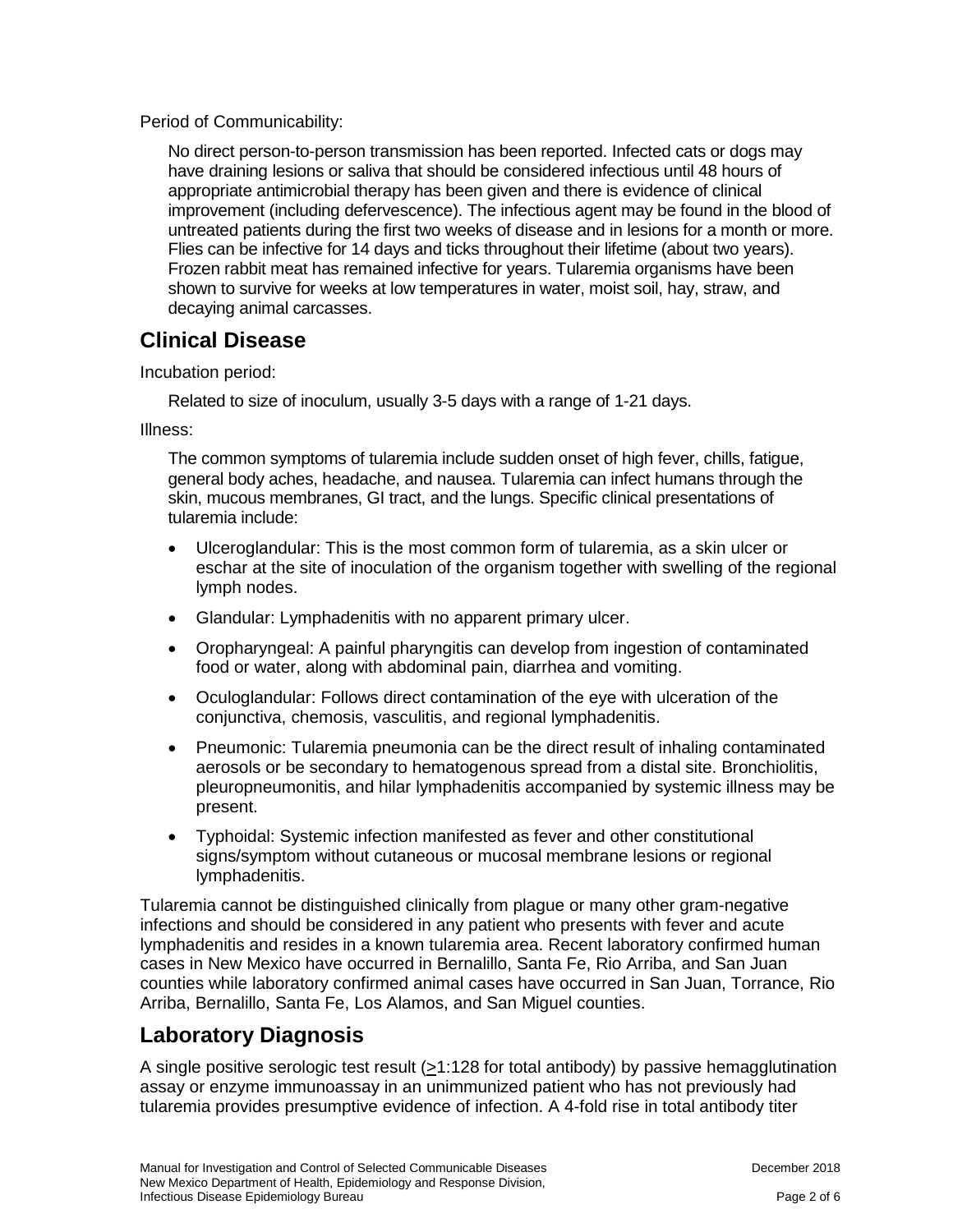Period of Communicability:

No direct person-to-person transmission has been reported. Infected cats or dogs may have draining lesions or saliva that should be considered infectious until 48 hours of appropriate antimicrobial therapy has been given and there is evidence of clinical improvement (including defervescence). The infectious agent may be found in the blood of untreated patients during the first two weeks of disease and in lesions for a month or more. Flies can be infective for 14 days and ticks throughout their lifetime (about two years). Frozen rabbit meat has remained infective for years. Tularemia organisms have been shown to survive for weeks at low temperatures in water, moist soil, hay, straw, and decaying animal carcasses.

## Clinical Disease

Incubation period:

Related to size of inoculum, usually 3-5 days with a range of 1-21 days.

Illness:

The common symptoms of tularemia include sudden onset of high fever, chills, fatigue, general body aches, headache, and nausea. Tularemia can infect humans through the skin, mucous membranes, GI tract, and the lungs. Specific clinical presentations of tularemia include:

- Ulceroglandular: This is the most common form of tularemia, as a skin ulcer or eschar at the site of inoculation of the organism together with swelling of the regional lymph nodes.
- Glandular: Lymphadenitis with no apparent primary ulcer.
- Oropharyngeal: A painful pharyngitis can develop from ingestion of contaminated food or water, along with abdominal pain, diarrhea and vomiting.
- Oculoglandular: Follows direct contamination of the eye with ulceration of the conjunctiva, chemosis, vasculitis, and regional lymphadenitis.
- Pneumonic: Tularemia pneumonia can be the direct result of inhaling contaminated aerosols or be secondary to hematogenous spread from a distal site. Bronchiolitis, pleuropneumonitis, and hilar lymphadenitis accompanied by systemic illness may be present.
- Typhoidal: Systemic infection manifested as fever and other constitutional signs/symptom without cutaneous or mucosal membrane lesions or regional lymphadenitis.

Tularemia cannot be distinguished clinically from plague or many other gram-negative infections and should be considered in any patient who presents with fever and acute lymphadenitis and resides in a known tularemia area. Recent laboratory confirmed human cases in New Mexico have occurred in Bernalillo, Santa Fe, Rio Arriba, and San Juan counties while laboratory confirmed animal cases have occurred in San Juan, Torrance, Rio Arriba, Bernalillo, Santa Fe, Los Alamos, and San Miguel counties.

## Laboratory Diagnosis

A single positive serologic test result (≥1:128 for total antibody) by passive hemagglutination assay or enzyme immunoassay in an unimmunized patient who has not previously had tularemia provides presumptive evidence of infection. A 4-fold rise in total antibody titer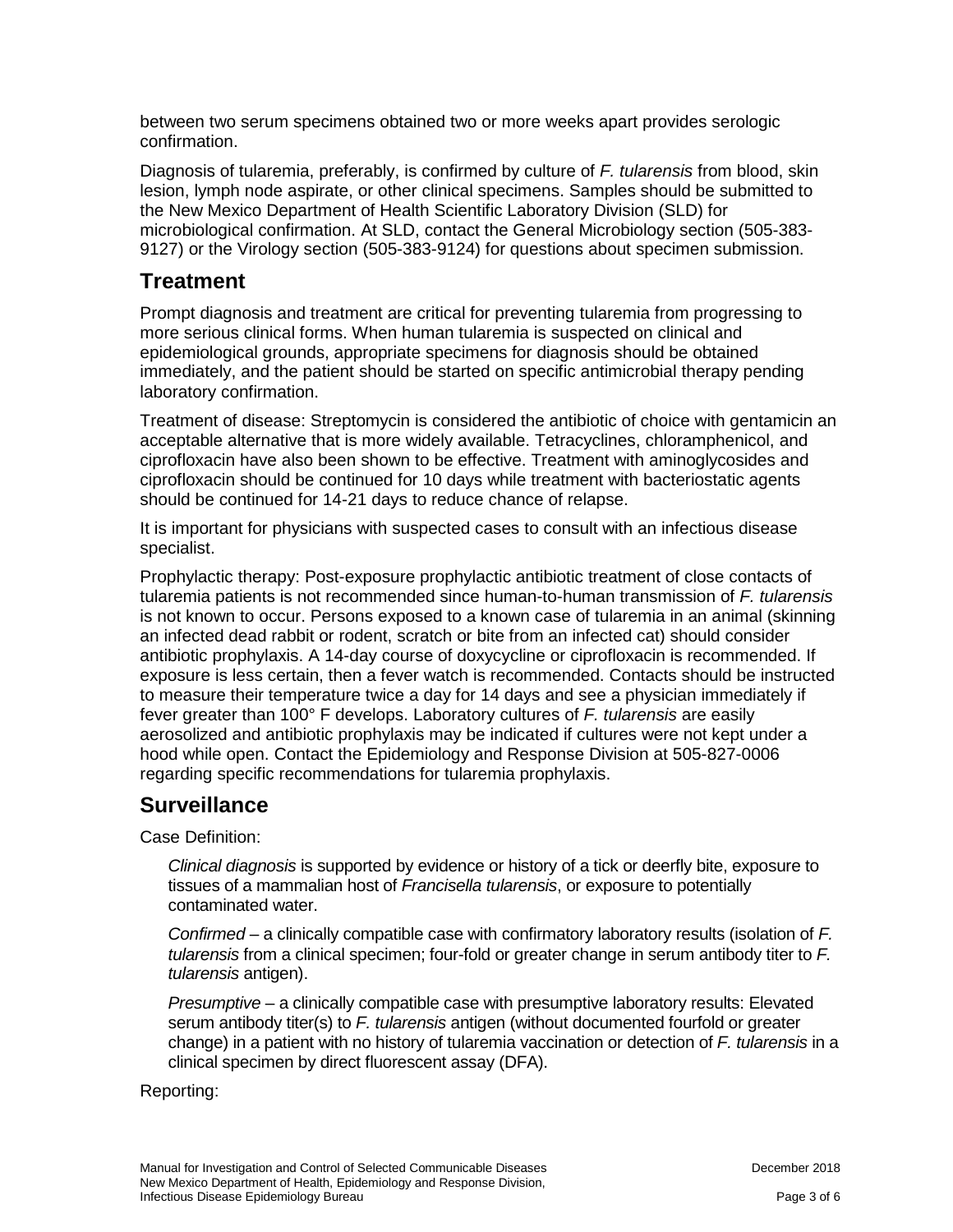between two serum specimens obtained two or more weeks apart provides serologic confirmation.

Diagnosis of tularemia, preferably, is confirmed by culture of *F. tularensis* from blood, skin lesion, lymph node aspirate, or other clinical specimens. Samples should be submitted to the New Mexico Department of Health Scientific Laboratory Division (SLD) for microbiological confirmation. At SLD, contact the General Microbiology section (505-383-9127) or the Virology section (505-383-9124) for questions about specimen submission.

## Treatment

Prompt diagnosis and treatment are critical for preventing tularemia from progressing to more serious clinical forms. When human tularemia is suspected on clinical and epidemiological grounds, appropriate specimens for diagnosis should be obtained immediately, and the patient should be started on specific antimicrobial therapy pending laboratory confirmation.

Treatment of disease: Streptomycin is considered the antibiotic of choice with gentamicin an acceptable alternative that is more widely available. Tetracyclines, chloramphenicol, and ciprofloxacin have also been shown to be effective. Treatment with aminoglycosides and ciprofloxacin should be continued for 10 days while treatment with bacteriostatic agents should be continued for 14-21 days to reduce chance of relapse.

It is important for physicians with suspected cases to consult with an infectious disease specialist.

Prophylactic therapy: Post-exposure prophylactic antibiotic treatment of close contacts of tularemia patients is not recommended since human-to-human transmission of *F. tularensis* is not known to occur. Persons exposed to a known case of tularemia in an animal (skinning an infected dead rabbit or rodent, scratch or bite from an infected cat) should consider antibiotic prophylaxis. A 14-day course of doxycycline or ciprofloxacin is recommended. If exposure is less certain, then a fever watch is recommended. Contacts should be instructed to measure their temperature twice a day for 14 days and see a physician immediately if fever greater than 100° F develops. Laboratory cultures of *F. tularensis* are easily aerosolized and antibiotic prophylaxis may be indicated if cultures were not kept under a hood while open. Contact the Epidemiology and Response Division at 505-827-0006 regarding specific recommendations for tularemia prophylaxis.

## Surveillance

Case Definition:

*Clinical diagnosis* is supported by evidence or history of a tick or deerfly bite, exposure to tissues of a mammalian host of *Francisella tularensis*, or exposure to potentially contaminated water.

*Confirmed* – a clinically compatible case with confirmatory laboratory results (isolation of *F. tularensis* from a clinical specimen; four-fold or greater change in serum antibody titer to *F. tularensis* antigen).

*Presumptive* – a clinically compatible case with presumptive laboratory results: Elevated serum antibody titer(s) to *F. tularensis* antigen (without documented fourfold or greater change) in a patient with no history of tularemia vaccination or detection of *F. tularensis* in a clinical specimen by direct fluorescent assay (DFA).

Reporting: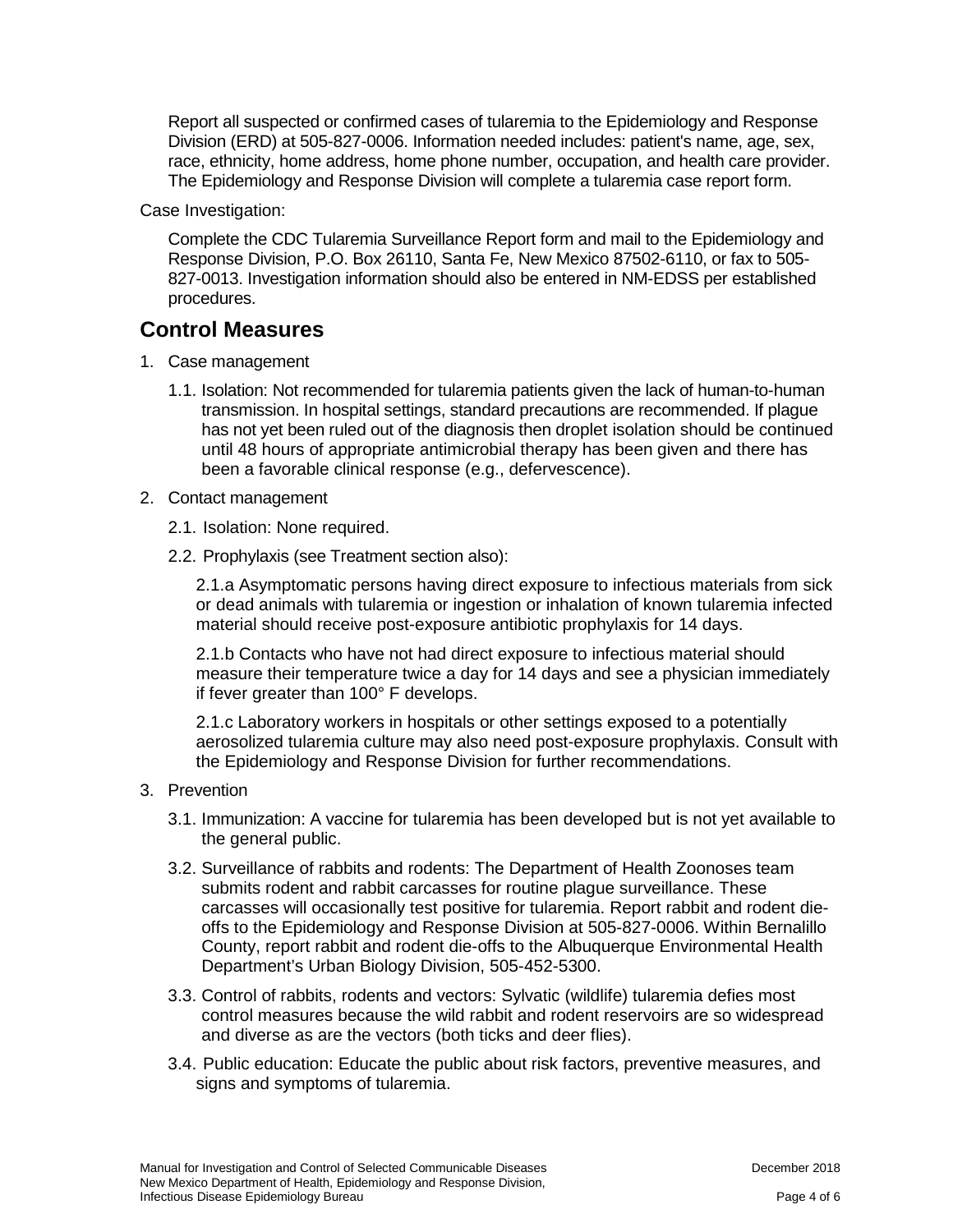Report all suspected or confirmed cases of tularemia to the Epidemiology and Response Division (ERD) at 505-827-0006. Information needed includes: patient's name, age, sex, race, ethnicity, home address, home phone number, occupation, and health care provider. The Epidemiology and Response Division will complete a tularemia case report form.

Case Investigation:

Complete the CDC Tularemia Surveillance Report form and mail to the Epidemiology and Response Division, P.O. Box 26110, Santa Fe, New Mexico 87502-6110, or fax to 505-827-0013. Investigation information should also be entered in NM-EDSS per established procedures.

## Control Measures

1. Case management
   - 1.1. Isolation: Not recommended for tularemia patients given the lack of human-to-human transmission. In hospital settings, standard precautions are recommended. If plague has not yet been ruled out of the diagnosis then droplet isolation should be continued until 48 hours of appropriate antimicrobial therapy has been given and there has been a favorable clinical response (e.g., defervescence).
2. Contact management
   - 2.1. Isolation: None required.
   - 2.2. Prophylaxis (see Treatment section also):

     2.1.a Asymptomatic persons having direct exposure to infectious materials from sick or dead animals with tularemia or ingestion or inhalation of known tularemia infected material should receive post-exposure antibiotic prophylaxis for 14 days.

     2.1.b Contacts who have not had direct exposure to infectious material should measure their temperature twice a day for 14 days and see a physician immediately if fever greater than 100° F develops.

     2.1.c Laboratory workers in hospitals or other settings exposed to a potentially aerosolized tularemia culture may also need post-exposure prophylaxis. Consult with the Epidemiology and Response Division for further recommendations.
3. Prevention
   - 3.1. Immunization: A vaccine for tularemia has been developed but is not yet available to the general public.
   - 3.2. Surveillance of rabbits and rodents: The Department of Health Zoonoses team submits rodent and rabbit carcasses for routine plague surveillance. These carcasses will occasionally test positive for tularemia. Report rabbit and rodent die-offs to the Epidemiology and Response Division at 505-827-0006. Within Bernalillo County, report rabbit and rodent die-offs to the Albuquerque Environmental Health Department's Urban Biology Division, 505-452-5300.
   - 3.3. Control of rabbits, rodents and vectors: Sylvatic (wildlife) tularemia defies most control measures because the wild rabbit and rodent reservoirs are so widespread and diverse as are the vectors (both ticks and deer flies).
   - 3.4. Public education: Educate the public about risk factors, preventive measures, and signs and symptoms of tularemia.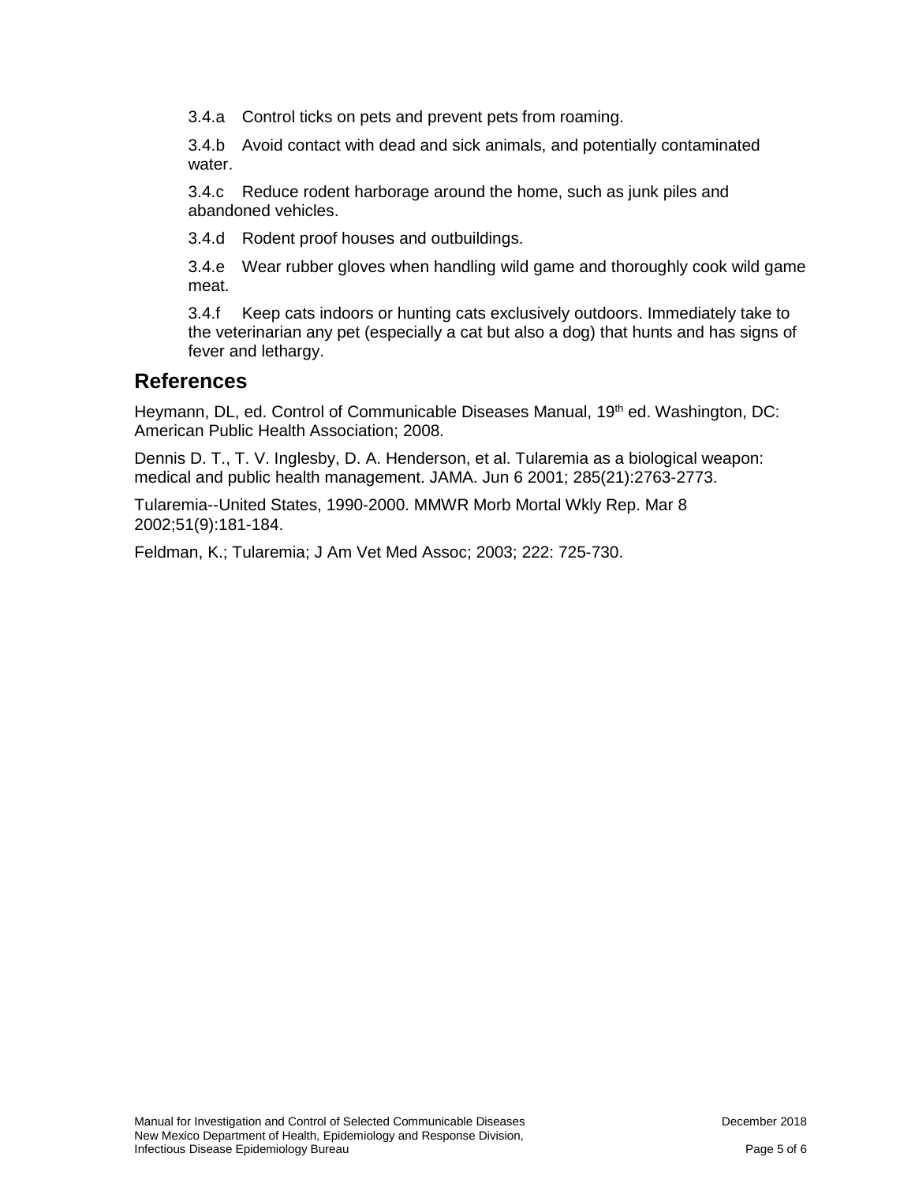3.4.a Control ticks on pets and prevent pets from roaming.

3.4.b Avoid contact with dead and sick animals, and potentially contaminated water.

3.4.c Reduce rodent harborage around the home, such as junk piles and abandoned vehicles.

3.4.d Rodent proof houses and outbuildings.

3.4.e Wear rubber gloves when handling wild game and thoroughly cook wild game meat.

3.4.f Keep cats indoors or hunting cats exclusively outdoors. Immediately take to the veterinarian any pet (especially a cat but also a dog) that hunts and has signs of fever and lethargy.

## References

Heymann, DL, ed. Control of Communicable Diseases Manual, 19th ed. Washington, DC: American Public Health Association; 2008.

Dennis D. T., T. V. Inglesby, D. A. Henderson, et al. Tularemia as a biological weapon: medical and public health management. JAMA. Jun 6 2001; 285(21):2763-2773.

Tularemia--United States, 1990-2000. MMWR Morb Mortal Wkly Rep. Mar 8 2002;51(9):181-184.

Feldman, K.; Tularemia; J Am Vet Med Assoc; 2003; 222: 725-730.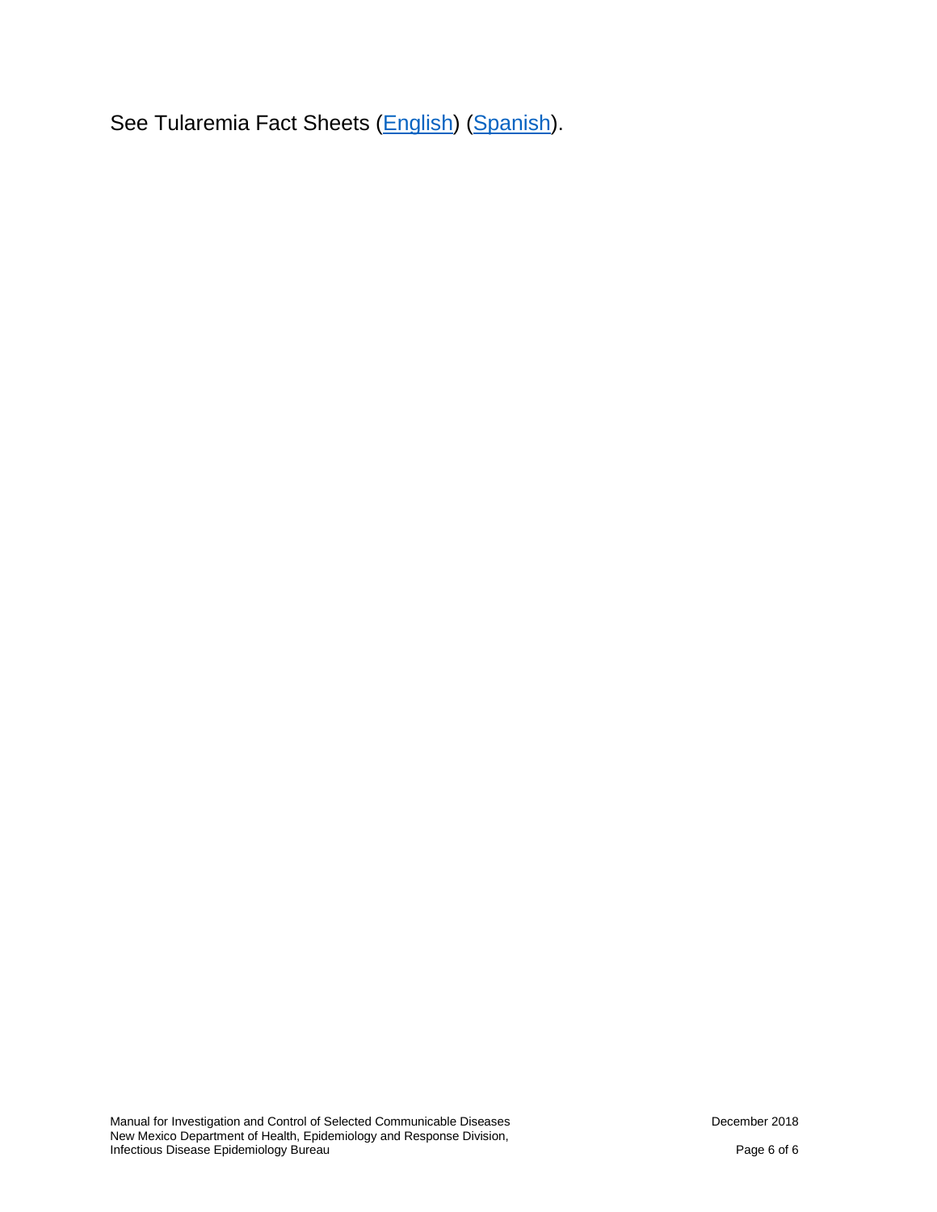See Tularemia Fact Sheets (English) (Spanish).